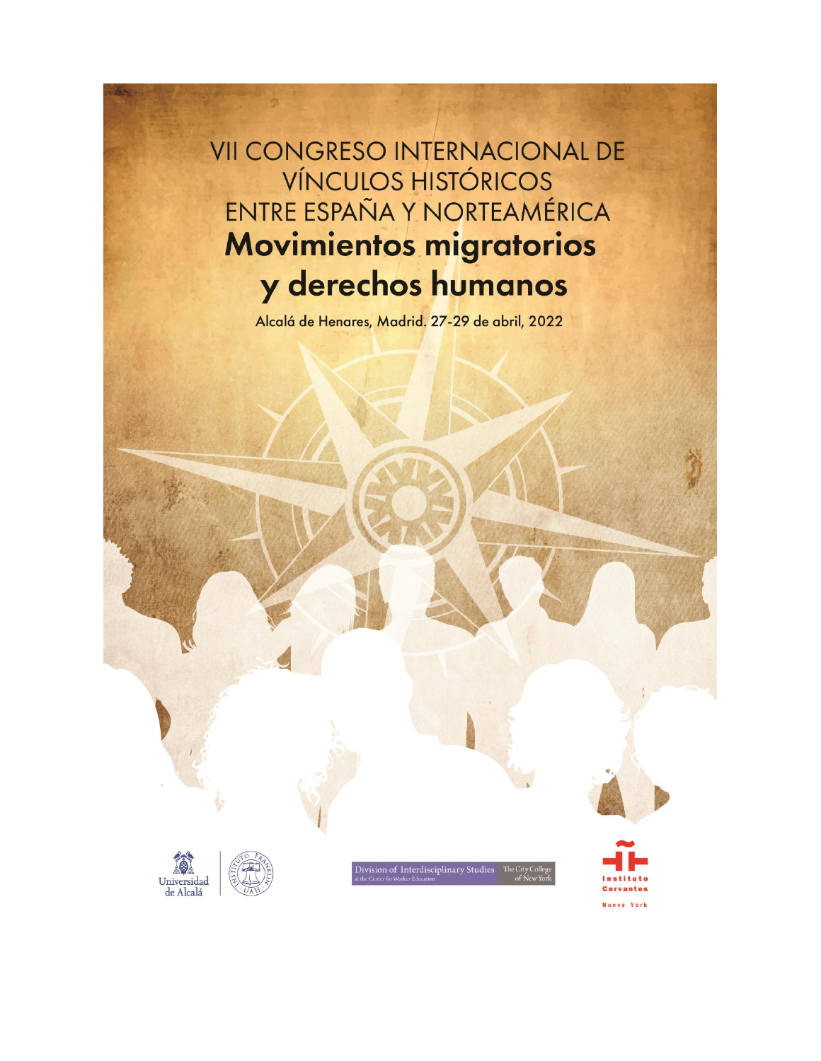# VII CONGRESO INTERNACIONAL DE VÍNCULOS HISTÓRICOS ENTRE ESPAÑA Y NORTEAMÉRICA

## Movimientos migratorios y derechos humanos

Alcalá de Henares, Madrid. 27-29 de abril, 2022

Universidad de Alcalá

Instituto Franklin UAH

Division of Interdisciplinary Studies at the Center for Worker Education — The City College of New York

Instituto Cervantes Nueva York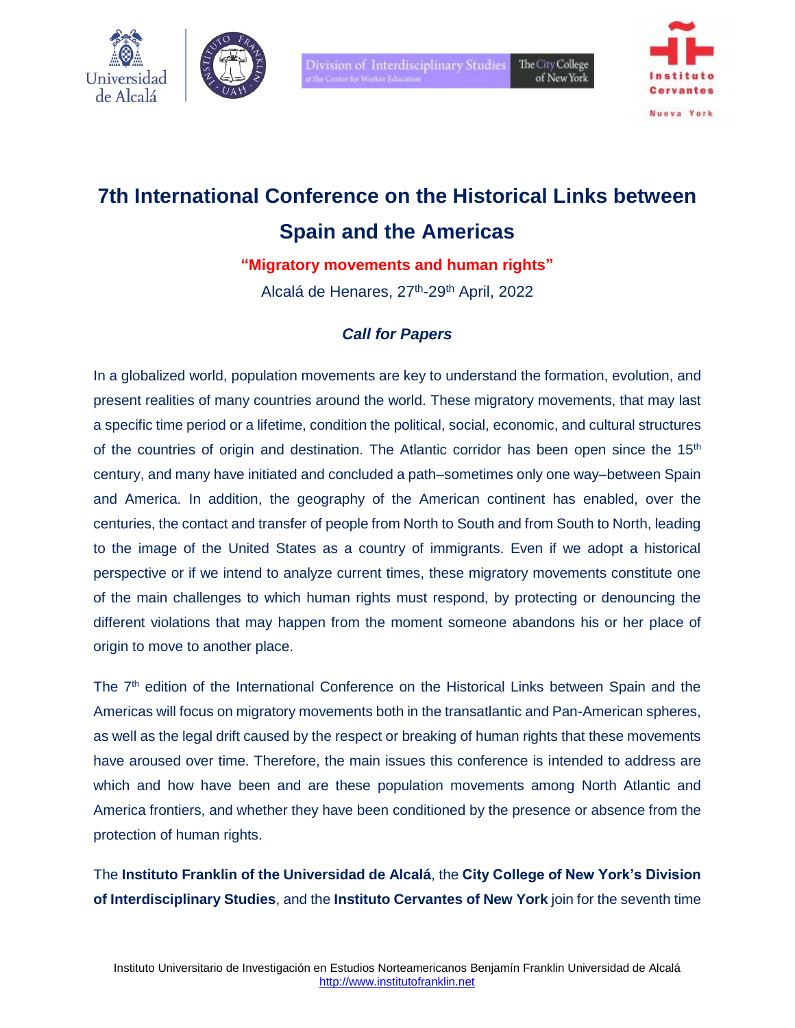# 7th International Conference on the Historical Links between Spain and the Americas

**"Migratory movements and human rights"**

Alcalá de Henares, 27th-29th April, 2022

***Call for Papers***

In a globalized world, population movements are key to understand the formation, evolution, and present realities of many countries around the world. These migratory movements, that may last a specific time period or a lifetime, condition the political, social, economic, and cultural structures of the countries of origin and destination. The Atlantic corridor has been open since the 15th century, and many have initiated and concluded a path–sometimes only one way–between Spain and America. In addition, the geography of the American continent has enabled, over the centuries, the contact and transfer of people from North to South and from South to North, leading to the image of the United States as a country of immigrants. Even if we adopt a historical perspective or if we intend to analyze current times, these migratory movements constitute one of the main challenges to which human rights must respond, by protecting or denouncing the different violations that may happen from the moment someone abandons his or her place of origin to move to another place.

The 7th edition of the International Conference on the Historical Links between Spain and the Americas will focus on migratory movements both in the transatlantic and Pan-American spheres, as well as the legal drift caused by the respect or breaking of human rights that these movements have aroused over time. Therefore, the main issues this conference is intended to address are which and how have been and are these population movements among North Atlantic and America frontiers, and whether they have been conditioned by the presence or absence from the protection of human rights.

The **Instituto Franklin of the Universidad de Alcalá**, the **City College of New York's Division of Interdisciplinary Studies**, and the **Instituto Cervantes of New York** join for the seventh time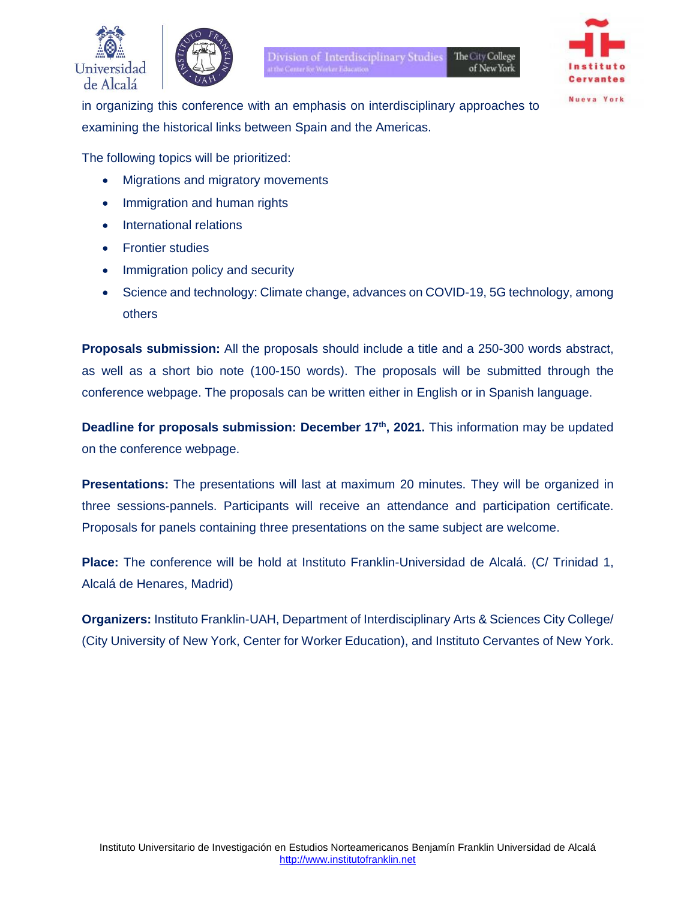in organizing this conference with an emphasis on interdisciplinary approaches to examining the historical links between Spain and the Americas.

The following topics will be prioritized:

- Migrations and migratory movements
- Immigration and human rights
- International relations
- Frontier studies
- Immigration policy and security
- Science and technology: Climate change, advances on COVID-19, 5G technology, among others

**Proposals submission:** All the proposals should include a title and a 250-300 words abstract, as well as a short bio note (100-150 words). The proposals will be submitted through the conference webpage. The proposals can be written either in English or in Spanish language.

**Deadline for proposals submission: December 17th, 2021.** This information may be updated on the conference webpage.

**Presentations:** The presentations will last at maximum 20 minutes. They will be organized in three sessions-pannels. Participants will receive an attendance and participation certificate. Proposals for panels containing three presentations on the same subject are welcome.

**Place:** The conference will be hold at Instituto Franklin-Universidad de Alcalá. (C/ Trinidad 1, Alcalá de Henares, Madrid)

**Organizers:** Instituto Franklin-UAH, Department of Interdisciplinary Arts & Sciences City College/ (City University of New York, Center for Worker Education), and Instituto Cervantes of New York.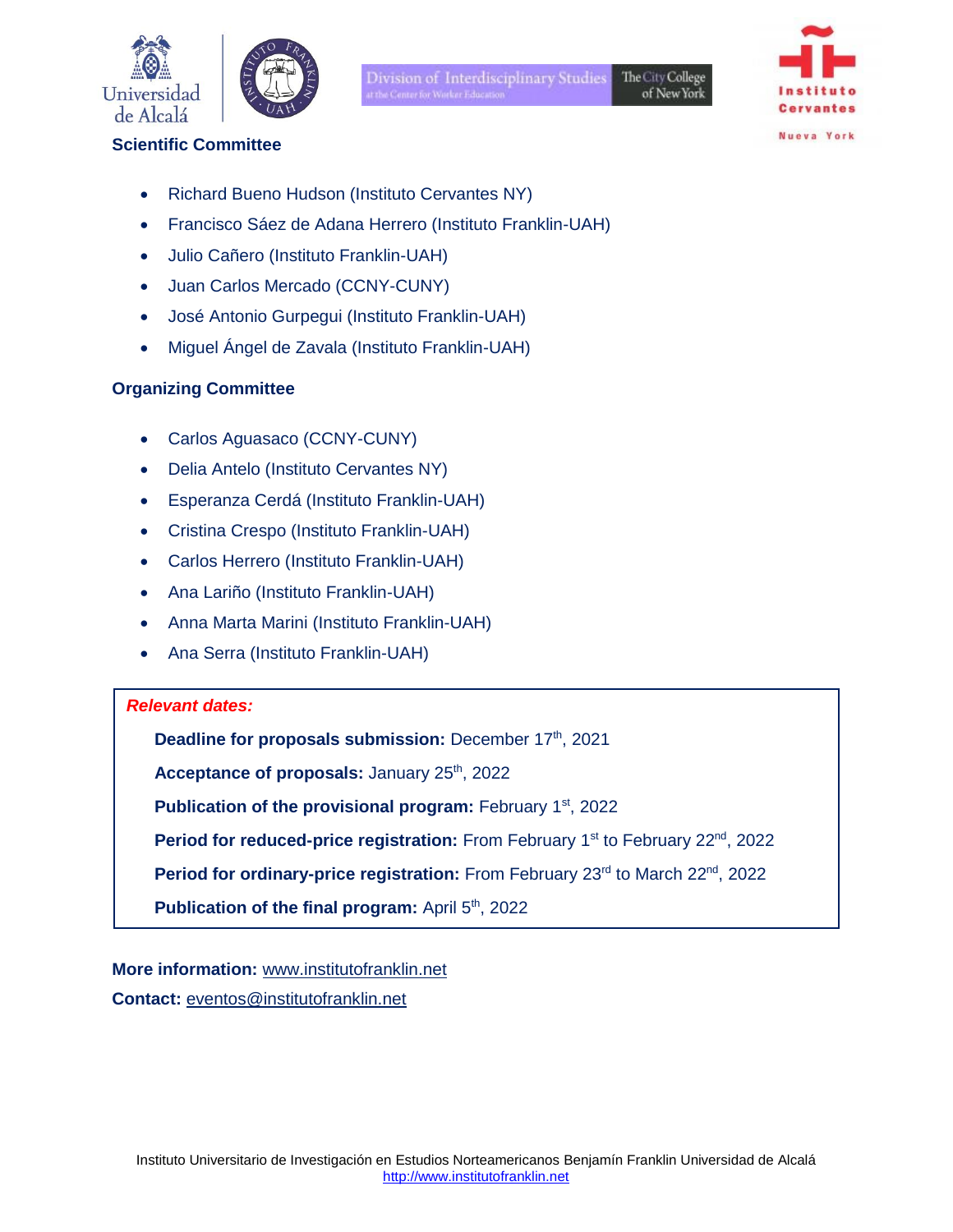## Scientific Committee

- Richard Bueno Hudson (Instituto Cervantes NY)
- Francisco Sáez de Adana Herrero (Instituto Franklin-UAH)
- Julio Cañero (Instituto Franklin-UAH)
- Juan Carlos Mercado (CCNY-CUNY)
- José Antonio Gurpegui (Instituto Franklin-UAH)
- Miguel Ángel de Zavala (Instituto Franklin-UAH)

## Organizing Committee

- Carlos Aguasaco (CCNY-CUNY)
- Delia Antelo (Instituto Cervantes NY)
- Esperanza Cerdá (Instituto Franklin-UAH)
- Cristina Crespo (Instituto Franklin-UAH)
- Carlos Herrero (Instituto Franklin-UAH)
- Ana Lariño (Instituto Franklin-UAH)
- Anna Marta Marini (Instituto Franklin-UAH)
- Ana Serra (Instituto Franklin-UAH)

***Relevant dates:***

**Deadline for proposals submission:** December 17th, 2021

**Acceptance of proposals:** January 25th, 2022

**Publication of the provisional program:** February 1st, 2022

**Period for reduced-price registration:** From February 1st to February 22nd, 2022

**Period for ordinary-price registration:** From February 23rd to March 22nd, 2022

**Publication of the final program:** April 5th, 2022

**More information:** www.institutofranklin.net

**Contact:** eventos@institutofranklin.net